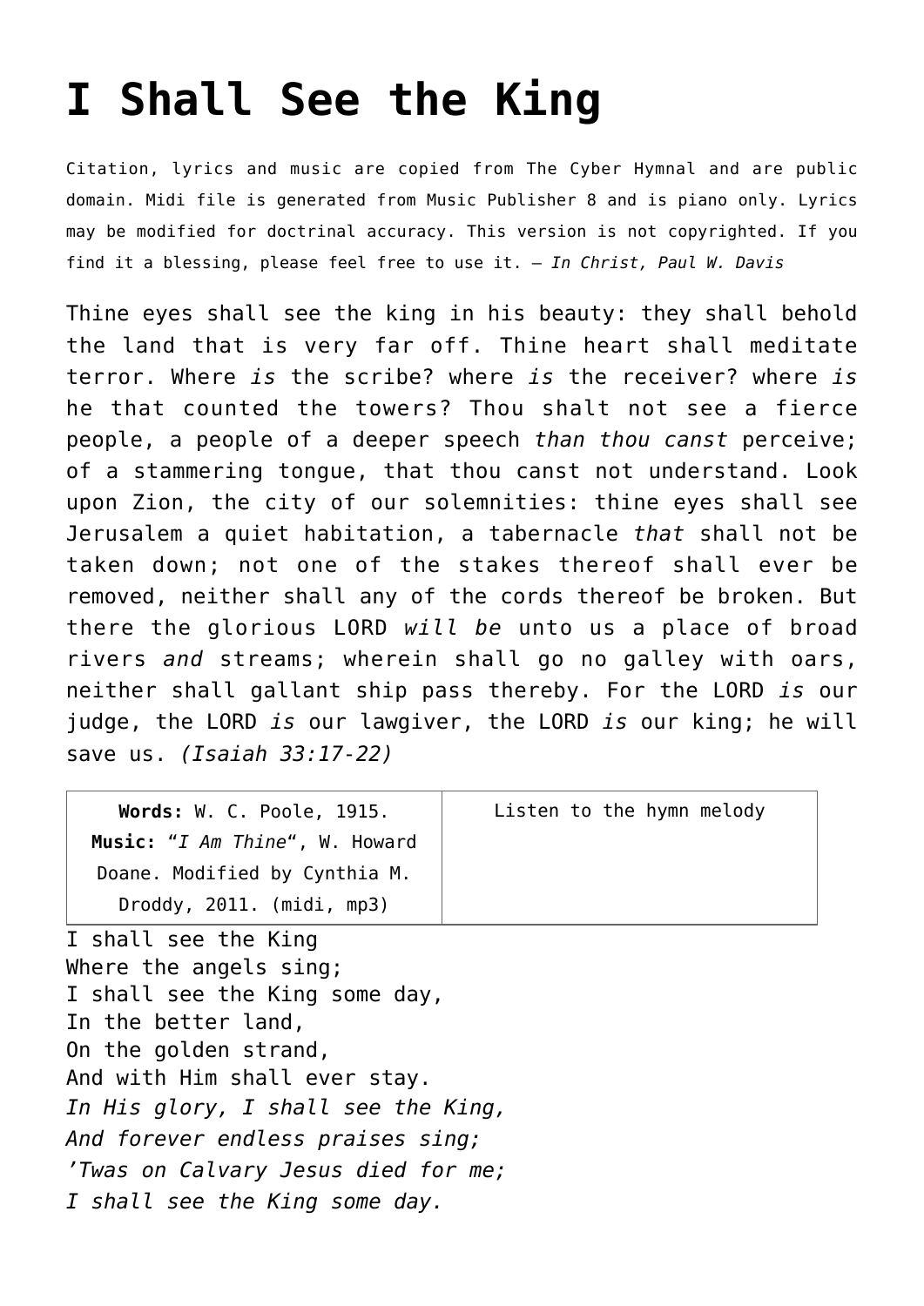# I Shall See the King

Citation, lyrics and music are copied from The Cyber Hymnal and are public domain. Midi file is generated from Music Publisher 8 and is piano only. Lyrics may be modified for doctrinal accuracy. This version is not copyrighted. If you find it a blessing, please feel free to use it. – *In Christ, Paul W. Davis*

Thine eyes shall see the king in his beauty: they shall behold the land that is very far off. Thine heart shall meditate terror. Where *is* the scribe? where *is* the receiver? where *is* he that counted the towers? Thou shalt not see a fierce people, a people of a deeper speech *than thou canst* perceive; of a stammering tongue, that thou canst not understand. Look upon Zion, the city of our solemnities: thine eyes shall see Jerusalem a quiet habitation, a tabernacle *that* shall not be taken down; not one of the stakes thereof shall ever be removed, neither shall any of the cords thereof be broken. But there the glorious LORD *will be* unto us a place of broad rivers *and* streams; wherein shall go no galley with oars, neither shall gallant ship pass thereby. For the LORD *is* our judge, the LORD *is* our lawgiver, the LORD *is* our king; he will save us. *(Isaiah 33:17-22)*

| **Words:** W. C. Poole, 1915. **Music:** "*I Am Thine*", W. Howard Doane. Modified by Cynthia M. Droddy, 2011. (midi, mp3) | Listen to the hymn melody |
| --- | --- |

I shall see the King
Where the angels sing;
I shall see the King some day,
In the better land,
On the golden strand,
And with Him shall ever stay.
*In His glory, I shall see the King,*
*And forever endless praises sing;*
*'Twas on Calvary Jesus died for me;*
*I shall see the King some day.*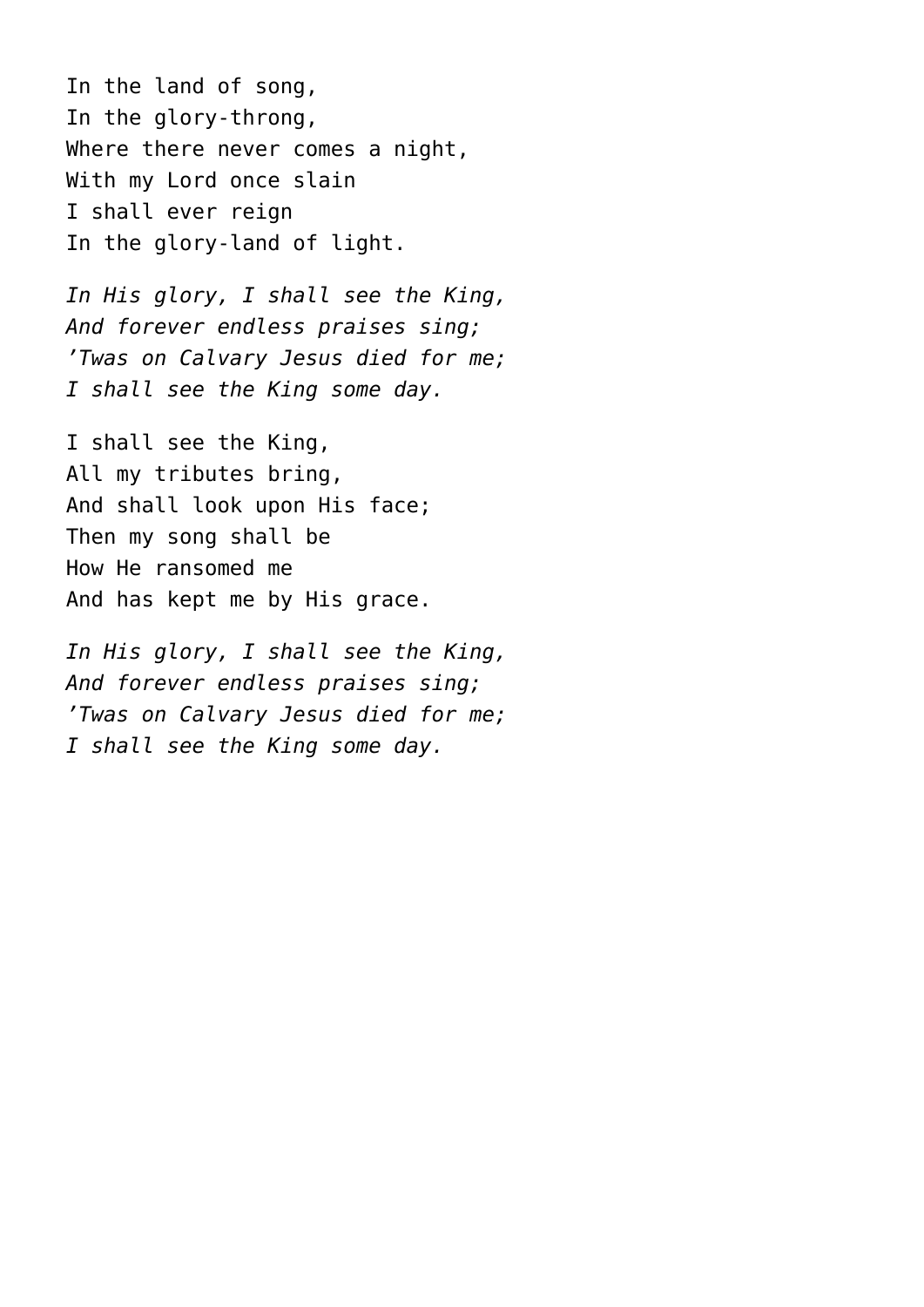In the land of song,  
In the glory-throng,  
Where there never comes a night,  
With my Lord once slain  
I shall ever reign  
In the glory-land of light.

*In His glory, I shall see the King,*  
*And forever endless praises sing;*  
*'Twas on Calvary Jesus died for me;*  
*I shall see the King some day.*

I shall see the King,  
All my tributes bring,  
And shall look upon His face;  
Then my song shall be  
How He ransomed me  
And has kept me by His grace.

*In His glory, I shall see the King,*  
*And forever endless praises sing;*  
*'Twas on Calvary Jesus died for me;*  
*I shall see the King some day.*